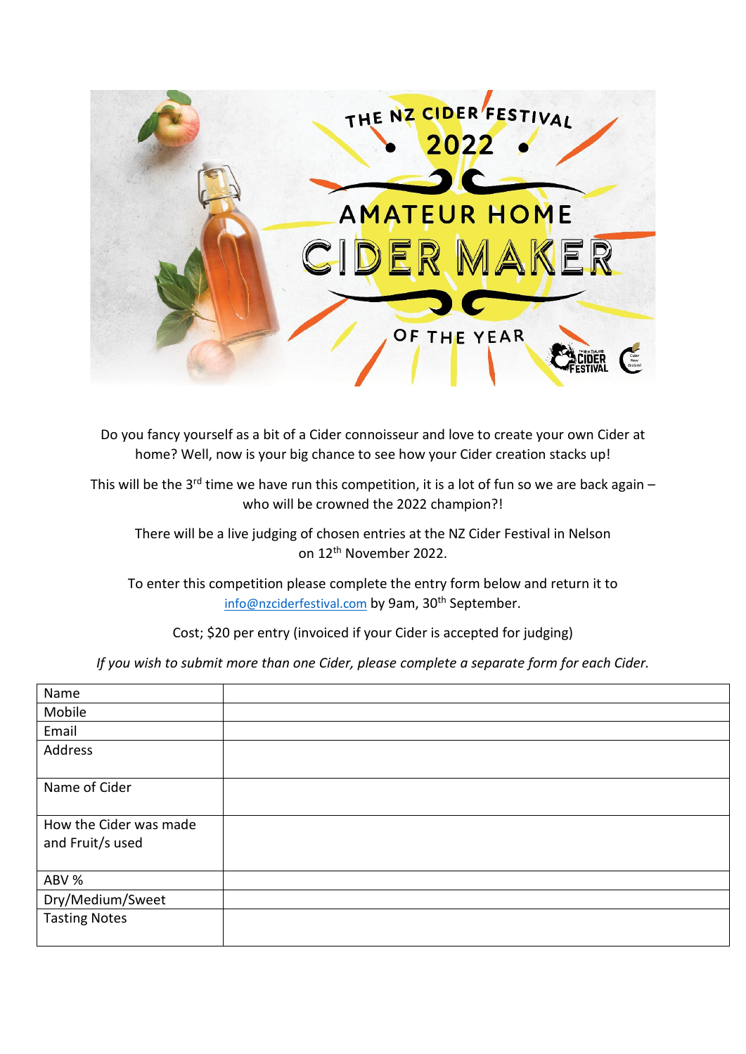# THE NZ CIDER FESTIVAL 2022

# AMATEUR HOME CIDER MAKER OF THE YEAR

Do you fancy yourself as a bit of a Cider connoisseur and love to create your own Cider at home? Well, now is your big chance to see how your Cider creation stacks up!

This will be the 3rd time we have run this competition, it is a lot of fun so we are back again – who will be crowned the 2022 champion?!

There will be a live judging of chosen entries at the NZ Cider Festival in Nelson on 12th November 2022.

To enter this competition please complete the entry form below and return it to info@nzciderfestival.com by 9am, 30th September.

Cost; $20 per entry (invoiced if your Cider is accepted for judging)

*If you wish to submit more than one Cider, please complete a separate form for each Cider.*

| Name | |
|---|---|
| Mobile | |
| Email | |
| Address | |
| Name of Cider | |
| How the Cider was made and Fruit/s used | |
| ABV % | |
| Dry/Medium/Sweet | |
| Tasting Notes | |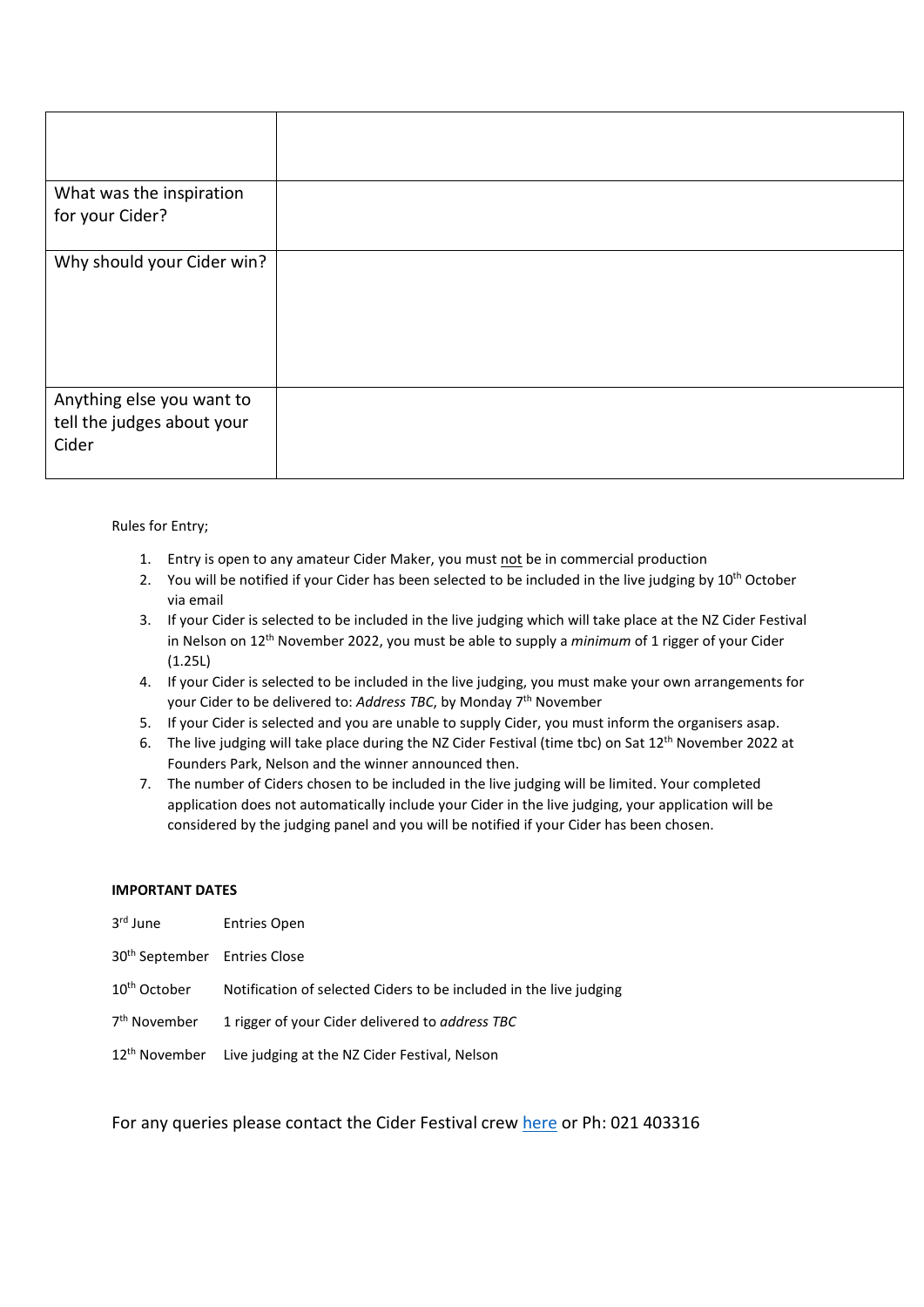| | |
|---|---|
| | |
| What was the inspiration for your Cider? | |
| Why should your Cider win? | |
| Anything else you want to tell the judges about your Cider | |

Rules for Entry;

1. Entry is open to any amateur Cider Maker, you must not be in commercial production
2. You will be notified if your Cider has been selected to be included in the live judging by 10th October via email
3. If your Cider is selected to be included in the live judging which will take place at the NZ Cider Festival in Nelson on 12th November 2022, you must be able to supply a *minimum* of 1 rigger of your Cider (1.25L)
4. If your Cider is selected to be included in the live judging, you must make your own arrangements for your Cider to be delivered to: *Address TBC*, by Monday 7th November
5. If your Cider is selected and you are unable to supply Cider, you must inform the organisers asap.
6. The live judging will take place during the NZ Cider Festival (time tbc) on Sat 12th November 2022 at Founders Park, Nelson and the winner announced then.
7. The number of Ciders chosen to be included in the live judging will be limited. Your completed application does not automatically include your Cider in the live judging, your application will be considered by the judging panel and you will be notified if your Cider has been chosen.

**IMPORTANT DATES**

| | |
|---|---|
| 3rd June | Entries Open |
| 30th September | Entries Close |
| 10th October | Notification of selected Ciders to be included in the live judging |
| 7th November | 1 rigger of your Cider delivered to *address TBC* |
| 12th November | Live judging at the NZ Cider Festival, Nelson |

For any queries please contact the Cider Festival crew here or Ph: 021 403316